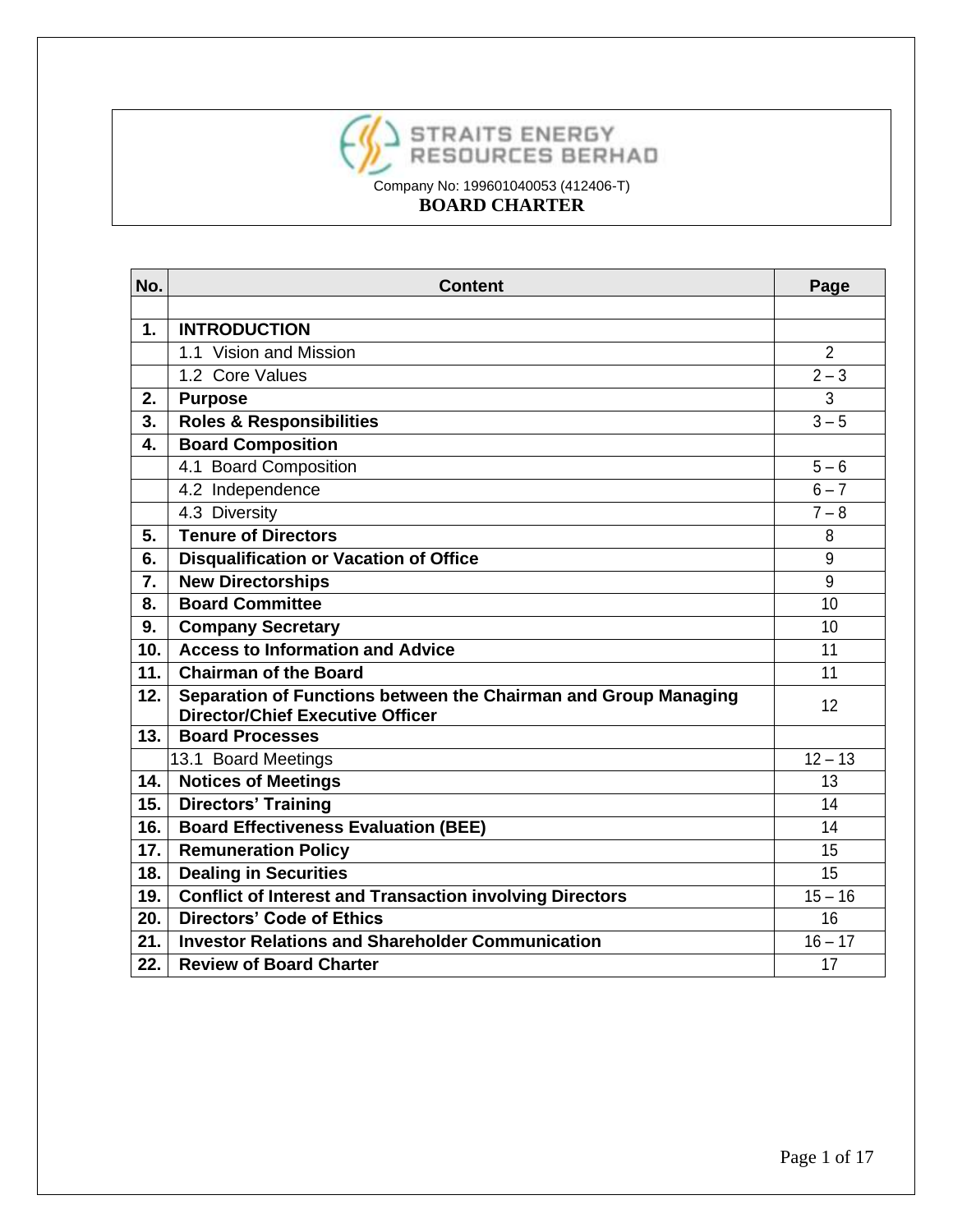# STRAITS ENERGY RESOURCES BERHAD

Company No: 199601040053 (412406-T)

## BOARD CHARTER

| No. | Content | Page |
|---|---|---|
| | | |
| **1.** | **INTRODUCTION** | |
| | 1.1 Vision and Mission | 2 |
| | 1.2 Core Values | 2 – 3 |
| **2.** | **Purpose** | 3 |
| **3.** | **Roles & Responsibilities** | 3 – 5 |
| **4.** | **Board Composition** | |
| | 4.1 Board Composition | 5 – 6 |
| | 4.2 Independence | 6 – 7 |
| | 4.3 Diversity | 7 – 8 |
| **5.** | **Tenure of Directors** | 8 |
| **6.** | **Disqualification or Vacation of Office** | 9 |
| **7.** | **New Directorships** | 9 |
| **8.** | **Board Committee** | 10 |
| **9.** | **Company Secretary** | 10 |
| **10.** | **Access to Information and Advice** | 11 |
| **11.** | **Chairman of the Board** | 11 |
| **12.** | **Separation of Functions between the Chairman and Group Managing Director/Chief Executive Officer** | 12 |
| **13.** | **Board Processes** | |
| | 13.1 Board Meetings | 12 – 13 |
| **14.** | **Notices of Meetings** | 13 |
| **15.** | **Directors' Training** | 14 |
| **16.** | **Board Effectiveness Evaluation (BEE)** | 14 |
| **17.** | **Remuneration Policy** | 15 |
| **18.** | **Dealing in Securities** | 15 |
| **19.** | **Conflict of Interest and Transaction involving Directors** | 15 – 16 |
| **20.** | **Directors' Code of Ethics** | 16 |
| **21.** | **Investor Relations and Shareholder Communication** | 16 – 17 |
| **22.** | **Review of Board Charter** | 17 |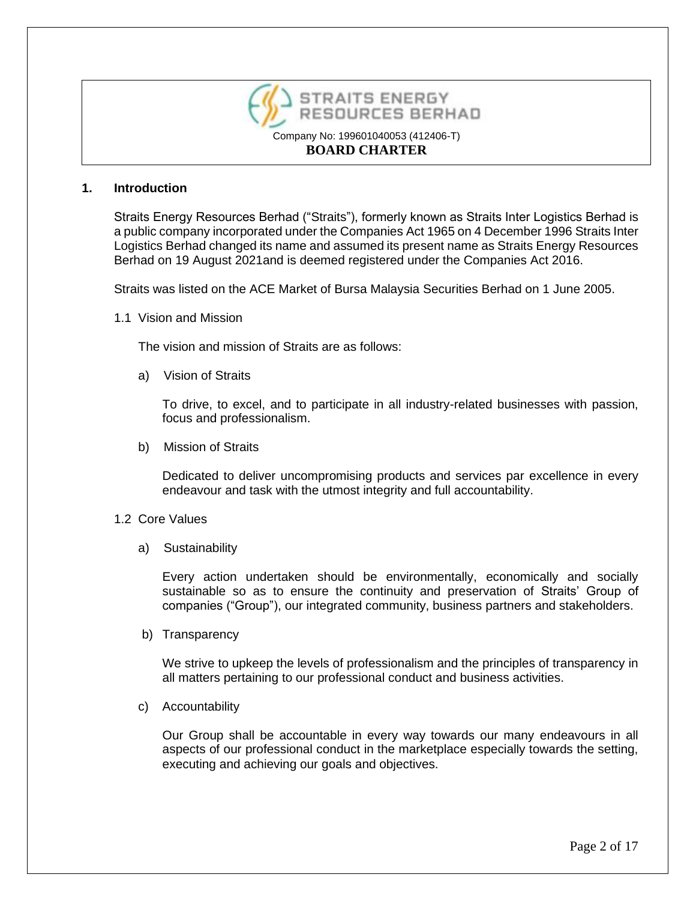STRAITS ENERGY RESOURCES BERHAD

Company No: 199601040053 (412406-T)

**BOARD CHARTER**

## 1. Introduction

Straits Energy Resources Berhad ("Straits"), formerly known as Straits Inter Logistics Berhad is a public company incorporated under the Companies Act 1965 on 4 December 1996 Straits Inter Logistics Berhad changed its name and assumed its present name as Straits Energy Resources Berhad on 19 August 2021and is deemed registered under the Companies Act 2016.

Straits was listed on the ACE Market of Bursa Malaysia Securities Berhad on 1 June 2005.

### 1.1 Vision and Mission

The vision and mission of Straits are as follows:

a) Vision of Straits

To drive, to excel, and to participate in all industry-related businesses with passion, focus and professionalism.

b) Mission of Straits

Dedicated to deliver uncompromising products and services par excellence in every endeavour and task with the utmost integrity and full accountability.

### 1.2 Core Values

a) Sustainability

Every action undertaken should be environmentally, economically and socially sustainable so as to ensure the continuity and preservation of Straits' Group of companies ("Group"), our integrated community, business partners and stakeholders.

b) Transparency

We strive to upkeep the levels of professionalism and the principles of transparency in all matters pertaining to our professional conduct and business activities.

c) Accountability

Our Group shall be accountable in every way towards our many endeavours in all aspects of our professional conduct in the marketplace especially towards the setting, executing and achieving our goals and objectives.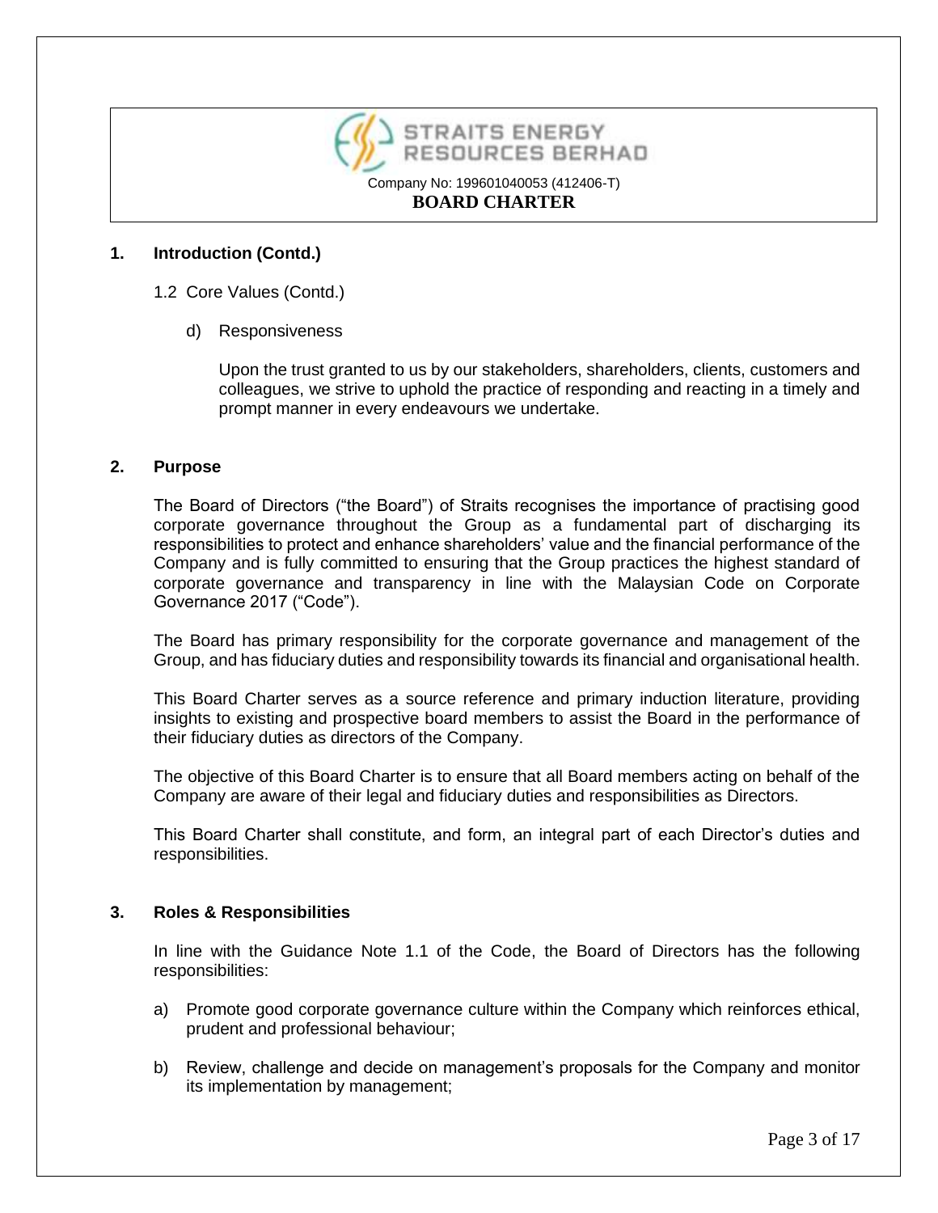## 1. Introduction (Contd.)

1.2 Core Values (Contd.)

d) Responsiveness

Upon the trust granted to us by our stakeholders, shareholders, clients, customers and colleagues, we strive to uphold the practice of responding and reacting in a timely and prompt manner in every endeavours we undertake.

## 2. Purpose

The Board of Directors ("the Board") of Straits recognises the importance of practising good corporate governance throughout the Group as a fundamental part of discharging its responsibilities to protect and enhance shareholders' value and the financial performance of the Company and is fully committed to ensuring that the Group practices the highest standard of corporate governance and transparency in line with the Malaysian Code on Corporate Governance 2017 ("Code").

The Board has primary responsibility for the corporate governance and management of the Group, and has fiduciary duties and responsibility towards its financial and organisational health.

This Board Charter serves as a source reference and primary induction literature, providing insights to existing and prospective board members to assist the Board in the performance of their fiduciary duties as directors of the Company.

The objective of this Board Charter is to ensure that all Board members acting on behalf of the Company are aware of their legal and fiduciary duties and responsibilities as Directors.

This Board Charter shall constitute, and form, an integral part of each Director's duties and responsibilities.

## 3. Roles & Responsibilities

In line with the Guidance Note 1.1 of the Code, the Board of Directors has the following responsibilities:

a) Promote good corporate governance culture within the Company which reinforces ethical, prudent and professional behaviour;

b) Review, challenge and decide on management's proposals for the Company and monitor its implementation by management;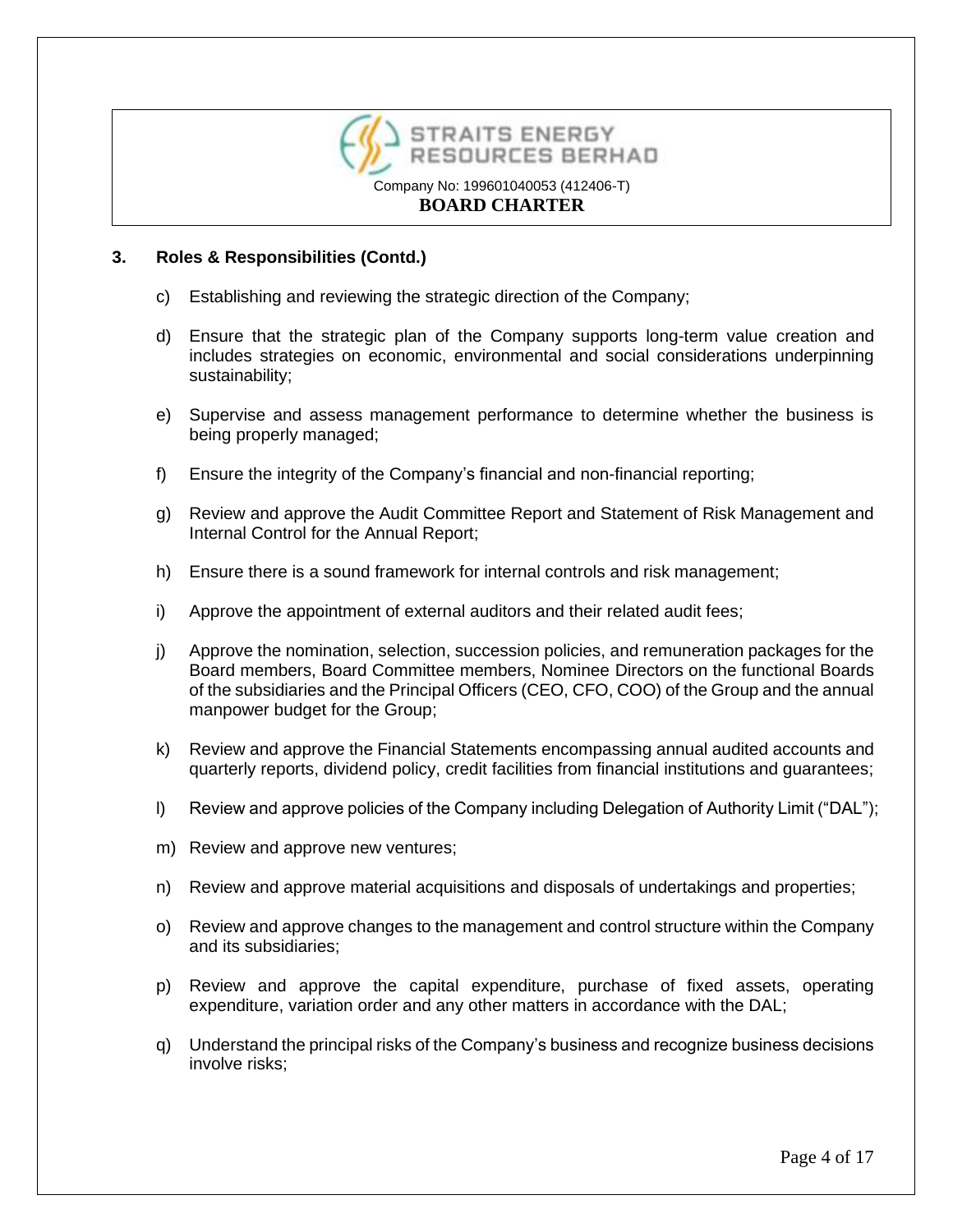## 3. Roles & Responsibilities (Contd.)

c) Establishing and reviewing the strategic direction of the Company;

d) Ensure that the strategic plan of the Company supports long-term value creation and includes strategies on economic, environmental and social considerations underpinning sustainability;

e) Supervise and assess management performance to determine whether the business is being properly managed;

f) Ensure the integrity of the Company's financial and non-financial reporting;

g) Review and approve the Audit Committee Report and Statement of Risk Management and Internal Control for the Annual Report;

h) Ensure there is a sound framework for internal controls and risk management;

i) Approve the appointment of external auditors and their related audit fees;

j) Approve the nomination, selection, succession policies, and remuneration packages for the Board members, Board Committee members, Nominee Directors on the functional Boards of the subsidiaries and the Principal Officers (CEO, CFO, COO) of the Group and the annual manpower budget for the Group;

k) Review and approve the Financial Statements encompassing annual audited accounts and quarterly reports, dividend policy, credit facilities from financial institutions and guarantees;

l) Review and approve policies of the Company including Delegation of Authority Limit ("DAL");

m) Review and approve new ventures;

n) Review and approve material acquisitions and disposals of undertakings and properties;

o) Review and approve changes to the management and control structure within the Company and its subsidiaries;

p) Review and approve the capital expenditure, purchase of fixed assets, operating expenditure, variation order and any other matters in accordance with the DAL;

q) Understand the principal risks of the Company's business and recognize business decisions involve risks;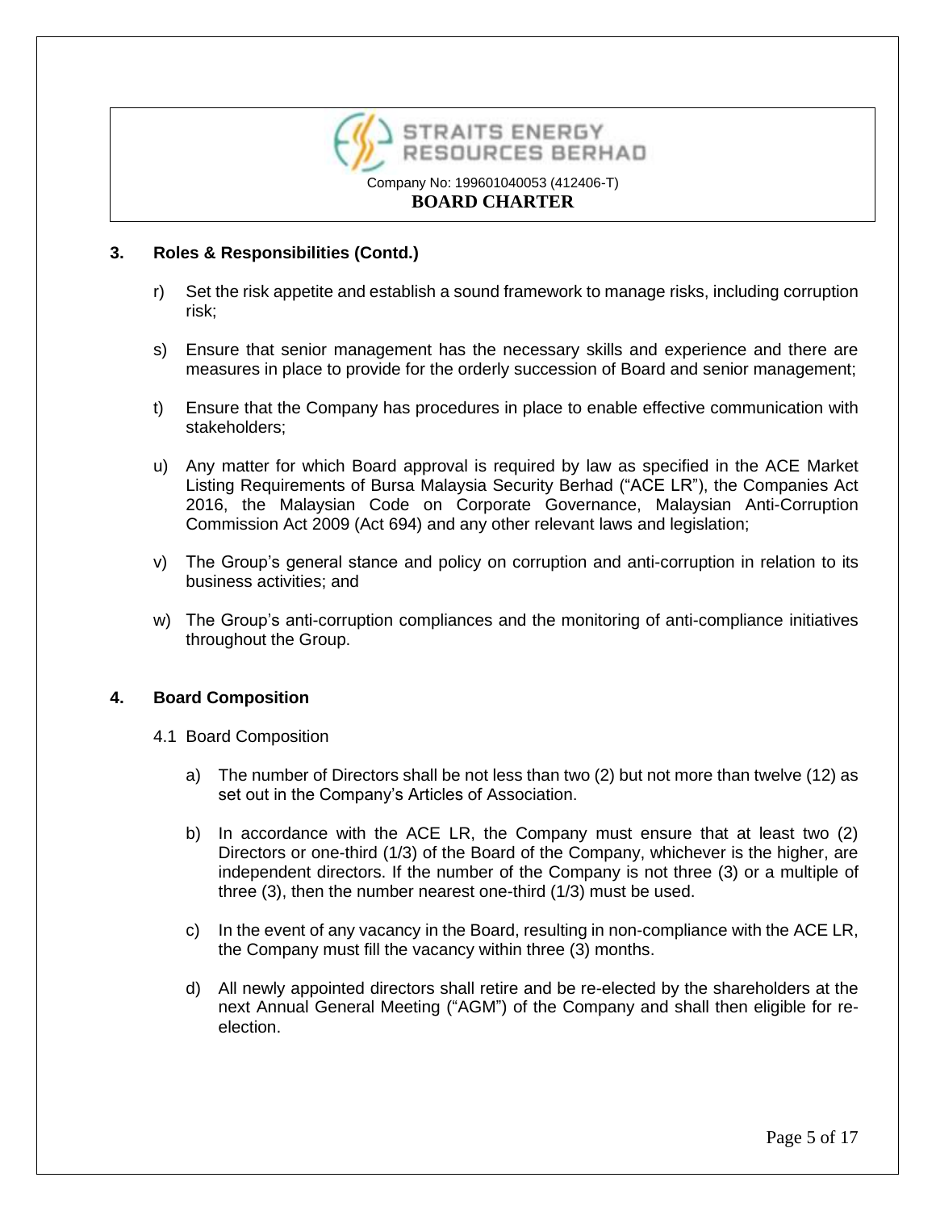## 3. Roles & Responsibilities (Contd.)

r) Set the risk appetite and establish a sound framework to manage risks, including corruption risk;

s) Ensure that senior management has the necessary skills and experience and there are measures in place to provide for the orderly succession of Board and senior management;

t) Ensure that the Company has procedures in place to enable effective communication with stakeholders;

u) Any matter for which Board approval is required by law as specified in the ACE Market Listing Requirements of Bursa Malaysia Security Berhad ("ACE LR"), the Companies Act 2016, the Malaysian Code on Corporate Governance, Malaysian Anti-Corruption Commission Act 2009 (Act 694) and any other relevant laws and legislation;

v) The Group's general stance and policy on corruption and anti-corruption in relation to its business activities; and

w) The Group's anti-corruption compliances and the monitoring of anti-compliance initiatives throughout the Group.

## 4. Board Composition

4.1 Board Composition

a) The number of Directors shall be not less than two (2) but not more than twelve (12) as set out in the Company's Articles of Association.

b) In accordance with the ACE LR, the Company must ensure that at least two (2) Directors or one-third (1/3) of the Board of the Company, whichever is the higher, are independent directors. If the number of the Company is not three (3) or a multiple of three (3), then the number nearest one-third (1/3) must be used.

c) In the event of any vacancy in the Board, resulting in non-compliance with the ACE LR, the Company must fill the vacancy within three (3) months.

d) All newly appointed directors shall retire and be re-elected by the shareholders at the next Annual General Meeting ("AGM") of the Company and shall then eligible for re-election.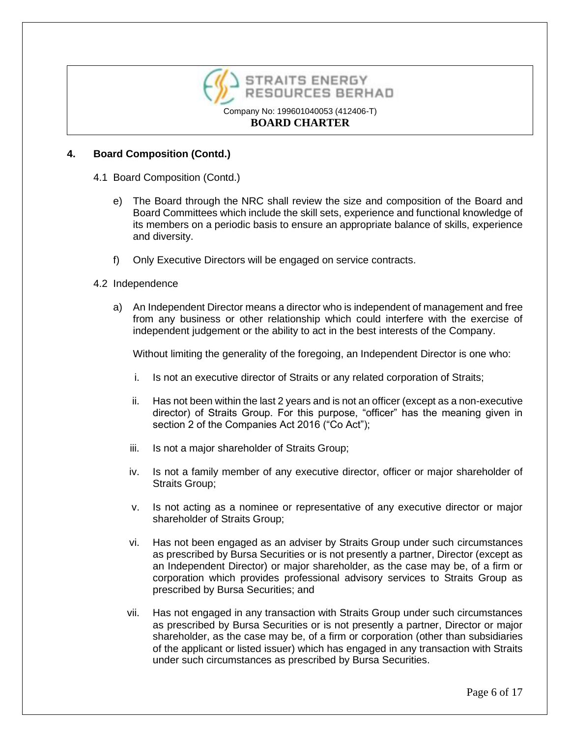## 4. Board Composition (Contd.)

4.1 Board Composition (Contd.)

e) The Board through the NRC shall review the size and composition of the Board and Board Committees which include the skill sets, experience and functional knowledge of its members on a periodic basis to ensure an appropriate balance of skills, experience and diversity.

f) Only Executive Directors will be engaged on service contracts.

4.2 Independence

a) An Independent Director means a director who is independent of management and free from any business or other relationship which could interfere with the exercise of independent judgement or the ability to act in the best interests of the Company.

Without limiting the generality of the foregoing, an Independent Director is one who:

i. Is not an executive director of Straits or any related corporation of Straits;

ii. Has not been within the last 2 years and is not an officer (except as a non-executive director) of Straits Group. For this purpose, "officer" has the meaning given in section 2 of the Companies Act 2016 ("Co Act");

iii. Is not a major shareholder of Straits Group;

iv. Is not a family member of any executive director, officer or major shareholder of Straits Group;

v. Is not acting as a nominee or representative of any executive director or major shareholder of Straits Group;

vi. Has not been engaged as an adviser by Straits Group under such circumstances as prescribed by Bursa Securities or is not presently a partner, Director (except as an Independent Director) or major shareholder, as the case may be, of a firm or corporation which provides professional advisory services to Straits Group as prescribed by Bursa Securities; and

vii. Has not engaged in any transaction with Straits Group under such circumstances as prescribed by Bursa Securities or is not presently a partner, Director or major shareholder, as the case may be, of a firm or corporation (other than subsidiaries of the applicant or listed issuer) which has engaged in any transaction with Straits under such circumstances as prescribed by Bursa Securities.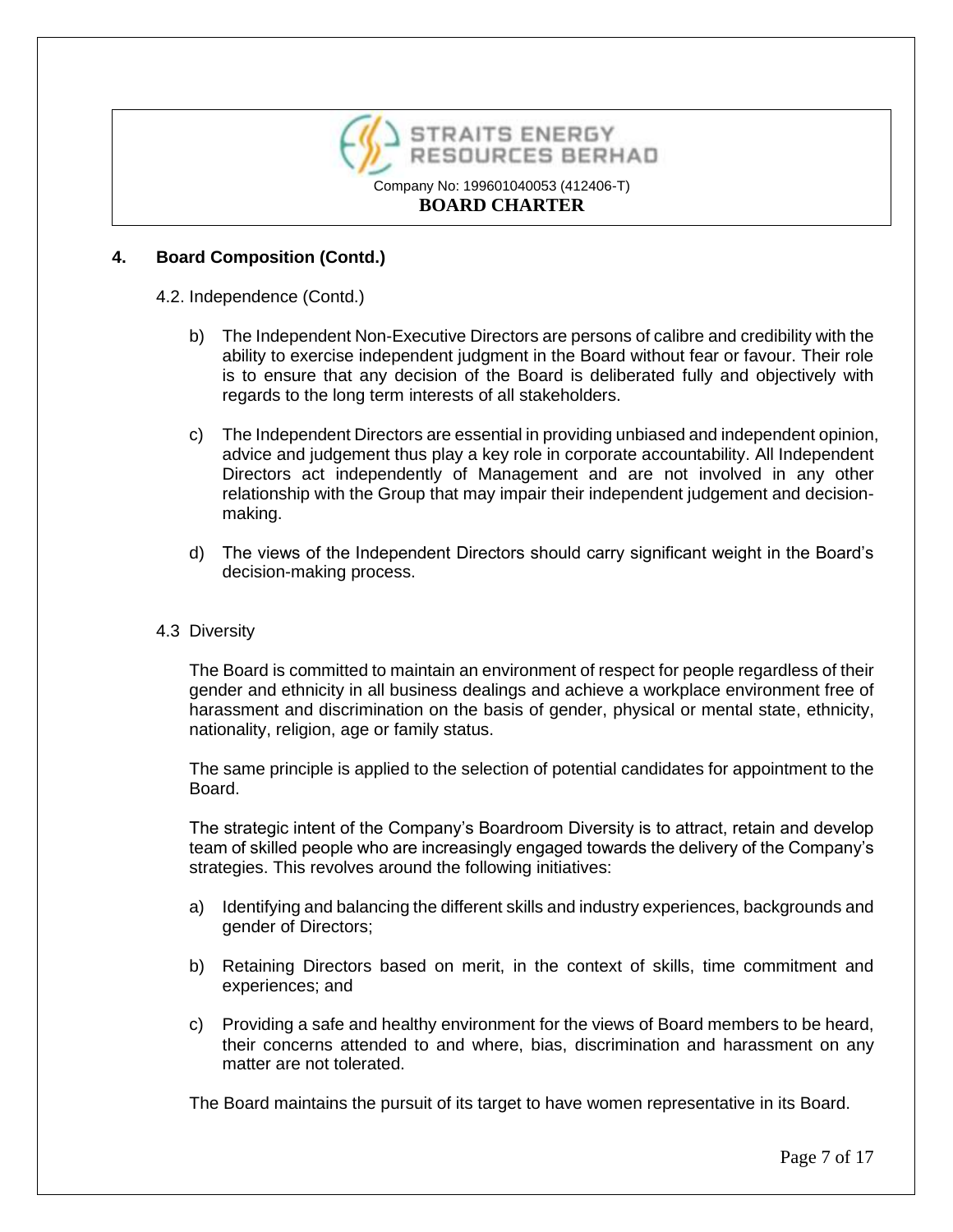## 4. Board Composition (Contd.)

4.2. Independence (Contd.)

b) The Independent Non-Executive Directors are persons of calibre and credibility with the ability to exercise independent judgment in the Board without fear or favour. Their role is to ensure that any decision of the Board is deliberated fully and objectively with regards to the long term interests of all stakeholders.

c) The Independent Directors are essential in providing unbiased and independent opinion, advice and judgement thus play a key role in corporate accountability. All Independent Directors act independently of Management and are not involved in any other relationship with the Group that may impair their independent judgement and decision-making.

d) The views of the Independent Directors should carry significant weight in the Board's decision-making process.

4.3 Diversity

The Board is committed to maintain an environment of respect for people regardless of their gender and ethnicity in all business dealings and achieve a workplace environment free of harassment and discrimination on the basis of gender, physical or mental state, ethnicity, nationality, religion, age or family status.

The same principle is applied to the selection of potential candidates for appointment to the Board.

The strategic intent of the Company's Boardroom Diversity is to attract, retain and develop team of skilled people who are increasingly engaged towards the delivery of the Company's strategies. This revolves around the following initiatives:

a) Identifying and balancing the different skills and industry experiences, backgrounds and gender of Directors;

b) Retaining Directors based on merit, in the context of skills, time commitment and experiences; and

c) Providing a safe and healthy environment for the views of Board members to be heard, their concerns attended to and where, bias, discrimination and harassment on any matter are not tolerated.

The Board maintains the pursuit of its target to have women representative in its Board.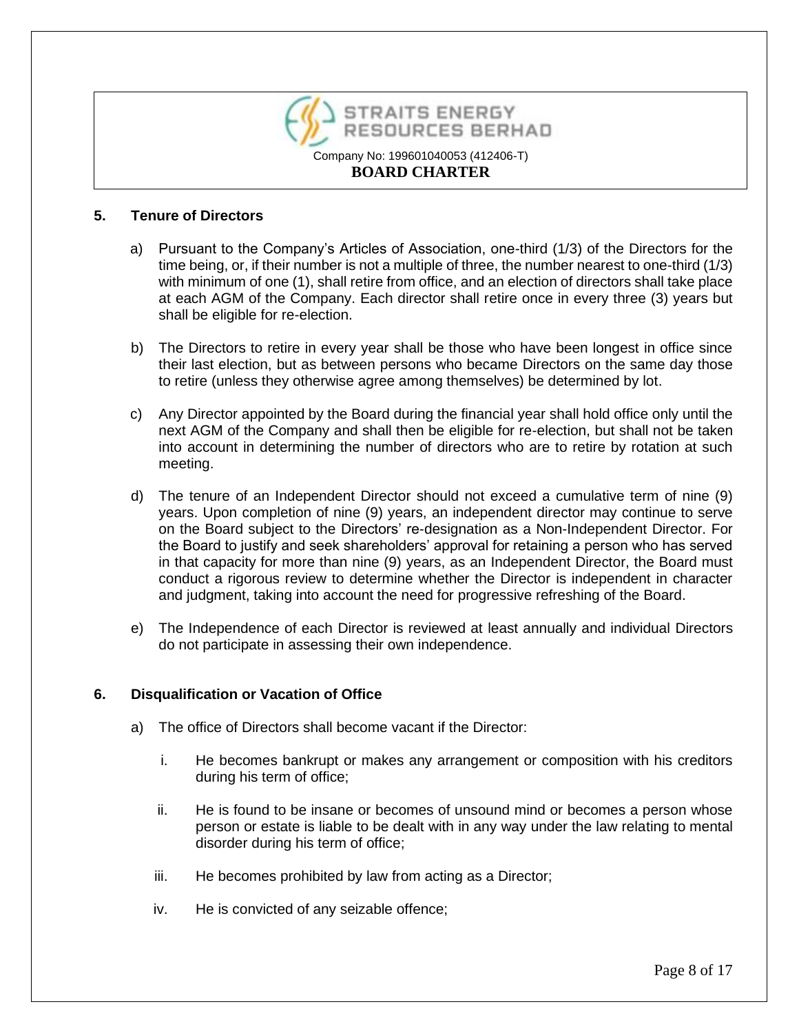## 5. Tenure of Directors

a) Pursuant to the Company's Articles of Association, one-third (1/3) of the Directors for the time being, or, if their number is not a multiple of three, the number nearest to one-third (1/3) with minimum of one (1), shall retire from office, and an election of directors shall take place at each AGM of the Company. Each director shall retire once in every three (3) years but shall be eligible for re-election.

b) The Directors to retire in every year shall be those who have been longest in office since their last election, but as between persons who became Directors on the same day those to retire (unless they otherwise agree among themselves) be determined by lot.

c) Any Director appointed by the Board during the financial year shall hold office only until the next AGM of the Company and shall then be eligible for re-election, but shall not be taken into account in determining the number of directors who are to retire by rotation at such meeting.

d) The tenure of an Independent Director should not exceed a cumulative term of nine (9) years. Upon completion of nine (9) years, an independent director may continue to serve on the Board subject to the Directors' re-designation as a Non-Independent Director. For the Board to justify and seek shareholders' approval for retaining a person who has served in that capacity for more than nine (9) years, as an Independent Director, the Board must conduct a rigorous review to determine whether the Director is independent in character and judgment, taking into account the need for progressive refreshing of the Board.

e) The Independence of each Director is reviewed at least annually and individual Directors do not participate in assessing their own independence.

## 6. Disqualification or Vacation of Office

a) The office of Directors shall become vacant if the Director:

   i. He becomes bankrupt or makes any arrangement or composition with his creditors during his term of office;

   ii. He is found to be insane or becomes of unsound mind or becomes a person whose person or estate is liable to be dealt with in any way under the law relating to mental disorder during his term of office;

   iii. He becomes prohibited by law from acting as a Director;

   iv. He is convicted of any seizable offence;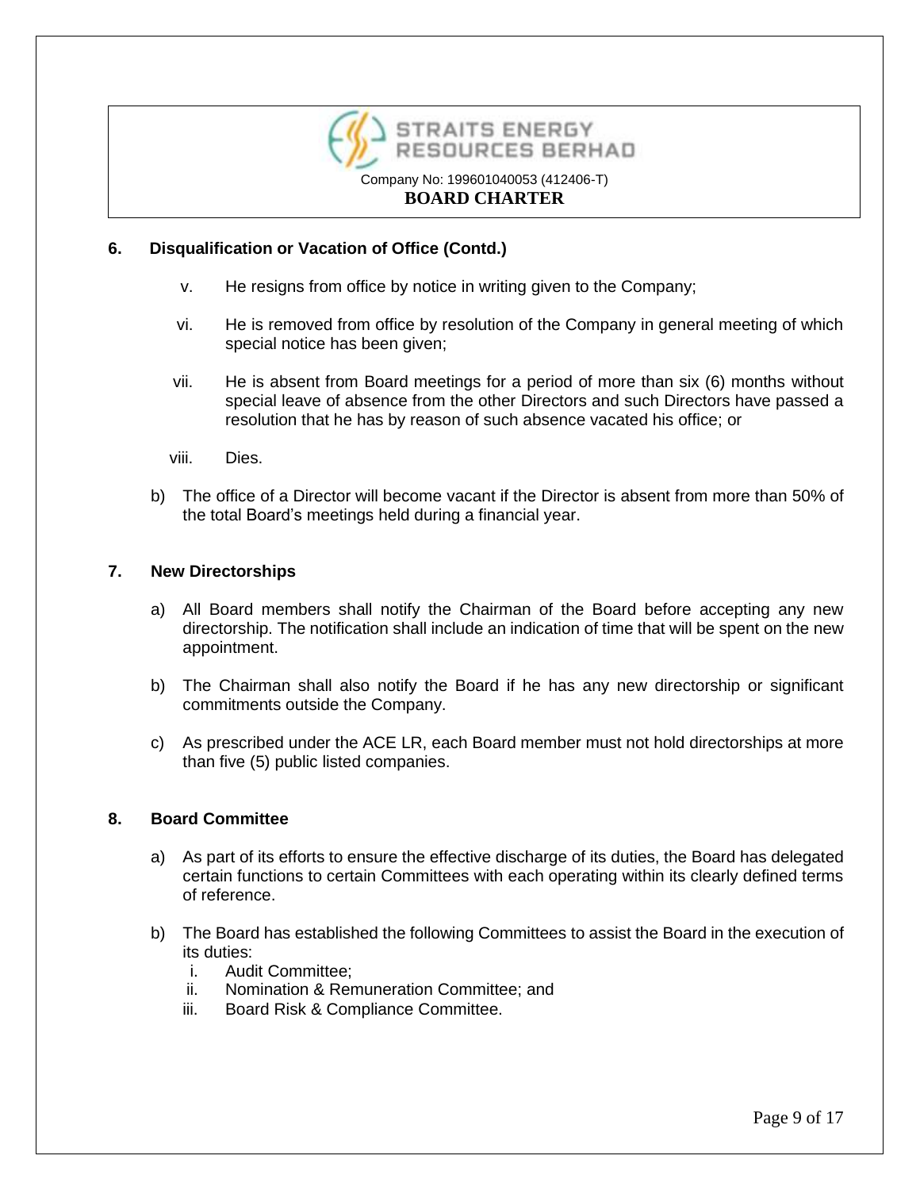## 6. Disqualification or Vacation of Office (Contd.)

v. He resigns from office by notice in writing given to the Company;

vi. He is removed from office by resolution of the Company in general meeting of which special notice has been given;

vii. He is absent from Board meetings for a period of more than six (6) months without special leave of absence from the other Directors and such Directors have passed a resolution that he has by reason of such absence vacated his office; or

viii. Dies.

b) The office of a Director will become vacant if the Director is absent from more than 50% of the total Board's meetings held during a financial year.

## 7. New Directorships

a) All Board members shall notify the Chairman of the Board before accepting any new directorship. The notification shall include an indication of time that will be spent on the new appointment.

b) The Chairman shall also notify the Board if he has any new directorship or significant commitments outside the Company.

c) As prescribed under the ACE LR, each Board member must not hold directorships at more than five (5) public listed companies.

## 8. Board Committee

a) As part of its efforts to ensure the effective discharge of its duties, the Board has delegated certain functions to certain Committees with each operating within its clearly defined terms of reference.

b) The Board has established the following Committees to assist the Board in the execution of its duties:
   i. Audit Committee;
   ii. Nomination & Remuneration Committee; and
   iii. Board Risk & Compliance Committee.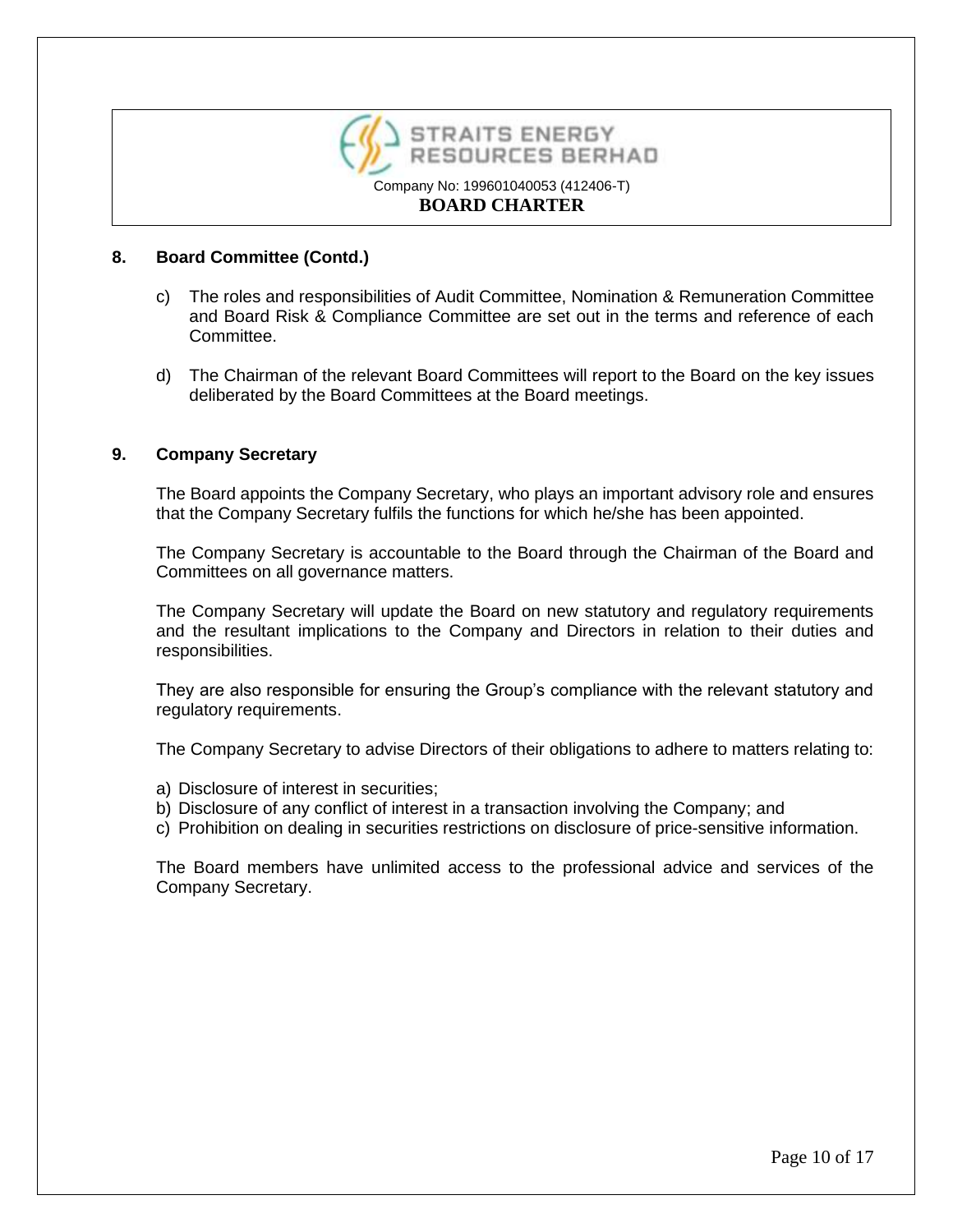## 8. Board Committee (Contd.)

c) The roles and responsibilities of Audit Committee, Nomination & Remuneration Committee and Board Risk & Compliance Committee are set out in the terms and reference of each Committee.

d) The Chairman of the relevant Board Committees will report to the Board on the key issues deliberated by the Board Committees at the Board meetings.

## 9. Company Secretary

The Board appoints the Company Secretary, who plays an important advisory role and ensures that the Company Secretary fulfils the functions for which he/she has been appointed.

The Company Secretary is accountable to the Board through the Chairman of the Board and Committees on all governance matters.

The Company Secretary will update the Board on new statutory and regulatory requirements and the resultant implications to the Company and Directors in relation to their duties and responsibilities.

They are also responsible for ensuring the Group's compliance with the relevant statutory and regulatory requirements.

The Company Secretary to advise Directors of their obligations to adhere to matters relating to:

a) Disclosure of interest in securities;
b) Disclosure of any conflict of interest in a transaction involving the Company; and
c) Prohibition on dealing in securities restrictions on disclosure of price-sensitive information.

The Board members have unlimited access to the professional advice and services of the Company Secretary.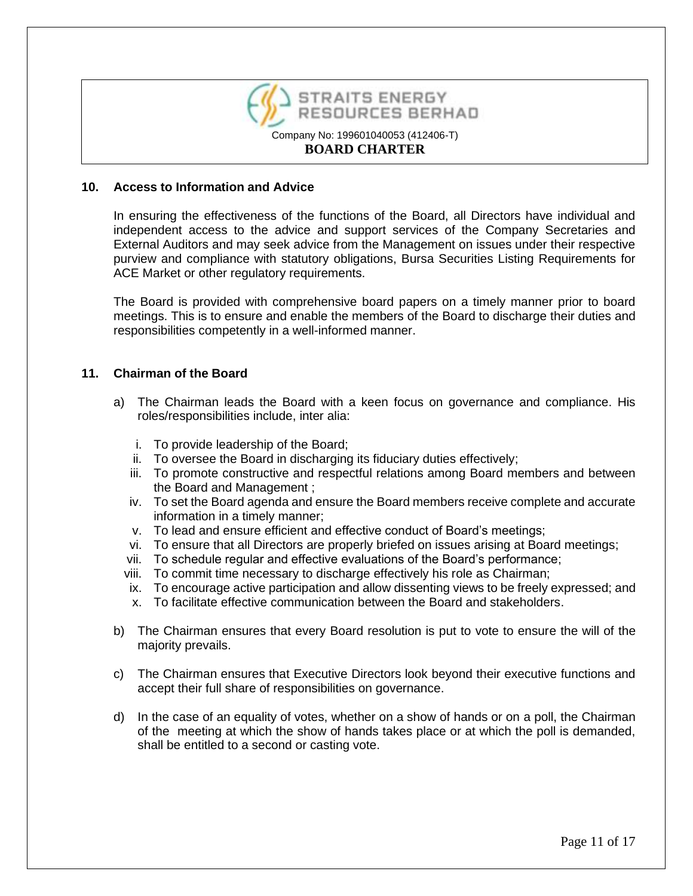## 10. Access to Information and Advice

In ensuring the effectiveness of the functions of the Board, all Directors have individual and independent access to the advice and support services of the Company Secretaries and External Auditors and may seek advice from the Management on issues under their respective purview and compliance with statutory obligations, Bursa Securities Listing Requirements for ACE Market or other regulatory requirements.

The Board is provided with comprehensive board papers on a timely manner prior to board meetings. This is to ensure and enable the members of the Board to discharge their duties and responsibilities competently in a well-informed manner.

## 11. Chairman of the Board

a) The Chairman leads the Board with a keen focus on governance and compliance. His roles/responsibilities include, inter alia:

   i. To provide leadership of the Board;
   ii. To oversee the Board in discharging its fiduciary duties effectively;
   iii. To promote constructive and respectful relations among Board members and between the Board and Management ;
   iv. To set the Board agenda and ensure the Board members receive complete and accurate information in a timely manner;
   v. To lead and ensure efficient and effective conduct of Board's meetings;
   vi. To ensure that all Directors are properly briefed on issues arising at Board meetings;
   vii. To schedule regular and effective evaluations of the Board's performance;
   viii. To commit time necessary to discharge effectively his role as Chairman;
   ix. To encourage active participation and allow dissenting views to be freely expressed; and
   x. To facilitate effective communication between the Board and stakeholders.

b) The Chairman ensures that every Board resolution is put to vote to ensure the will of the majority prevails.

c) The Chairman ensures that Executive Directors look beyond their executive functions and accept their full share of responsibilities on governance.

d) In the case of an equality of votes, whether on a show of hands or on a poll, the Chairman of the meeting at which the show of hands takes place or at which the poll is demanded, shall be entitled to a second or casting vote.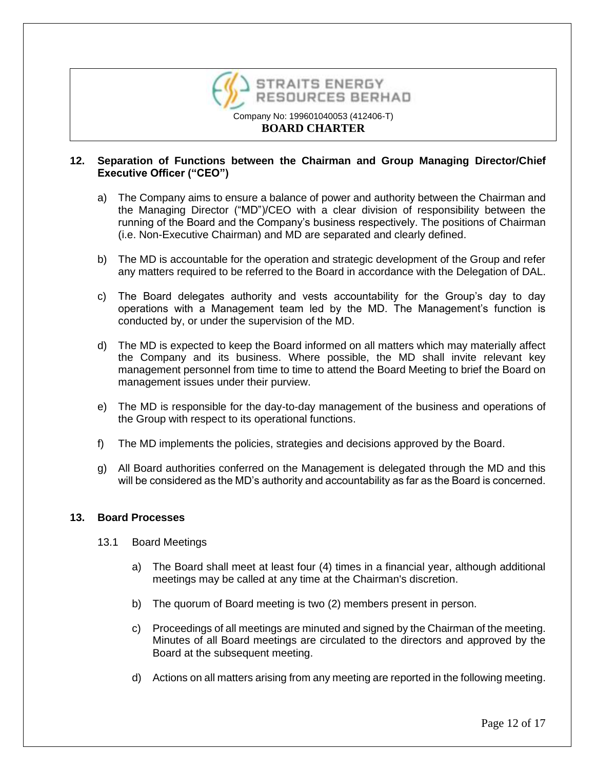## 12. Separation of Functions between the Chairman and Group Managing Director/Chief Executive Officer ("CEO")

a) The Company aims to ensure a balance of power and authority between the Chairman and the Managing Director ("MD")/CEO with a clear division of responsibility between the running of the Board and the Company's business respectively. The positions of Chairman (i.e. Non-Executive Chairman) and MD are separated and clearly defined.

b) The MD is accountable for the operation and strategic development of the Group and refer any matters required to be referred to the Board in accordance with the Delegation of DAL.

c) The Board delegates authority and vests accountability for the Group's day to day operations with a Management team led by the MD. The Management's function is conducted by, or under the supervision of the MD.

d) The MD is expected to keep the Board informed on all matters which may materially affect the Company and its business. Where possible, the MD shall invite relevant key management personnel from time to time to attend the Board Meeting to brief the Board on management issues under their purview.

e) The MD is responsible for the day-to-day management of the business and operations of the Group with respect to its operational functions.

f) The MD implements the policies, strategies and decisions approved by the Board.

g) All Board authorities conferred on the Management is delegated through the MD and this will be considered as the MD's authority and accountability as far as the Board is concerned.

## 13. Board Processes

### 13.1 Board Meetings

a) The Board shall meet at least four (4) times in a financial year, although additional meetings may be called at any time at the Chairman's discretion.

b) The quorum of Board meeting is two (2) members present in person.

c) Proceedings of all meetings are minuted and signed by the Chairman of the meeting. Minutes of all Board meetings are circulated to the directors and approved by the Board at the subsequent meeting.

d) Actions on all matters arising from any meeting are reported in the following meeting.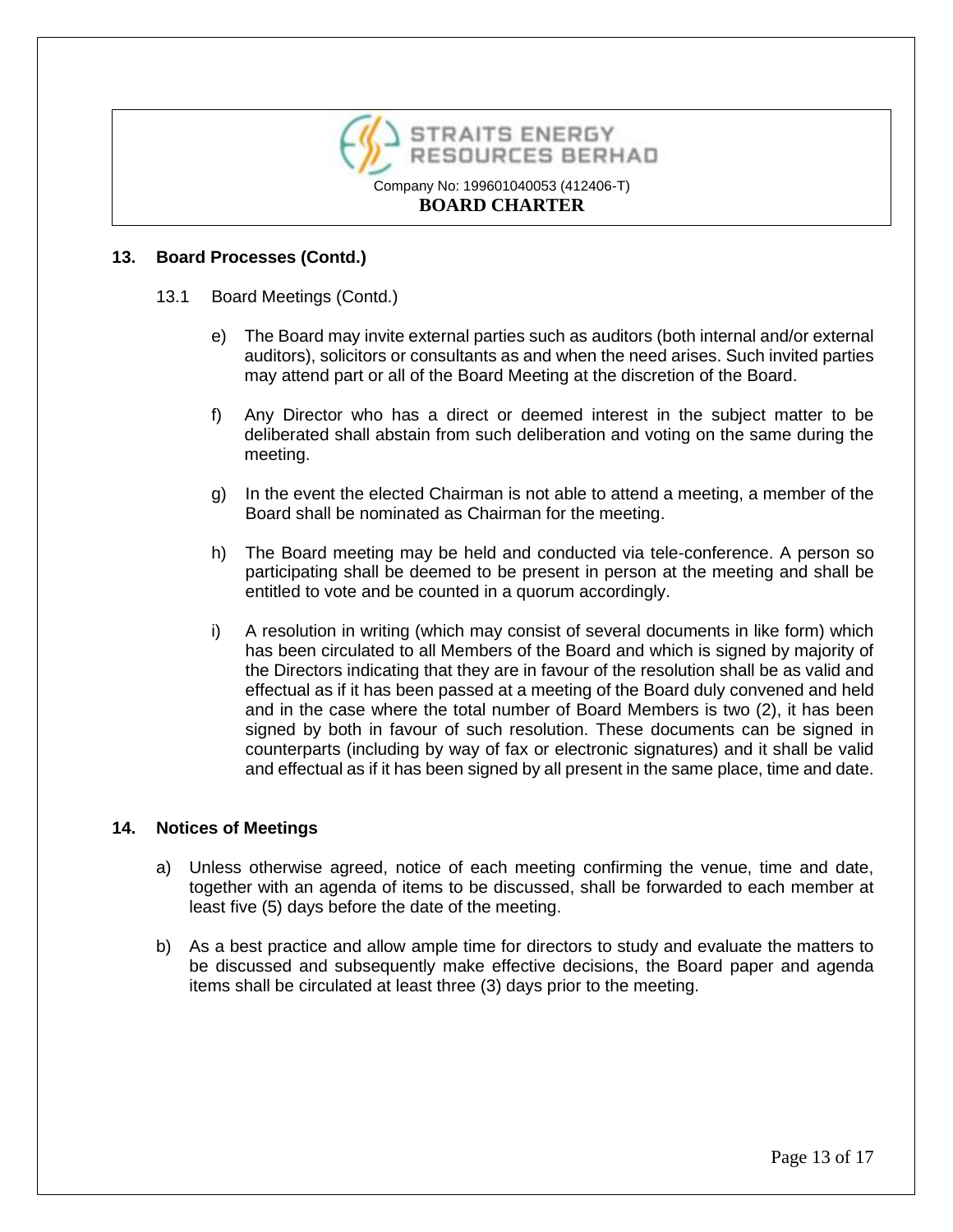## 13. Board Processes (Contd.)

13.1 Board Meetings (Contd.)

e) The Board may invite external parties such as auditors (both internal and/or external auditors), solicitors or consultants as and when the need arises. Such invited parties may attend part or all of the Board Meeting at the discretion of the Board.

f) Any Director who has a direct or deemed interest in the subject matter to be deliberated shall abstain from such deliberation and voting on the same during the meeting.

g) In the event the elected Chairman is not able to attend a meeting, a member of the Board shall be nominated as Chairman for the meeting.

h) The Board meeting may be held and conducted via tele-conference. A person so participating shall be deemed to be present in person at the meeting and shall be entitled to vote and be counted in a quorum accordingly.

i) A resolution in writing (which may consist of several documents in like form) which has been circulated to all Members of the Board and which is signed by majority of the Directors indicating that they are in favour of the resolution shall be as valid and effectual as if it has been passed at a meeting of the Board duly convened and held and in the case where the total number of Board Members is two (2), it has been signed by both in favour of such resolution. These documents can be signed in counterparts (including by way of fax or electronic signatures) and it shall be valid and effectual as if it has been signed by all present in the same place, time and date.

## 14. Notices of Meetings

a) Unless otherwise agreed, notice of each meeting confirming the venue, time and date, together with an agenda of items to be discussed, shall be forwarded to each member at least five (5) days before the date of the meeting.

b) As a best practice and allow ample time for directors to study and evaluate the matters to be discussed and subsequently make effective decisions, the Board paper and agenda items shall be circulated at least three (3) days prior to the meeting.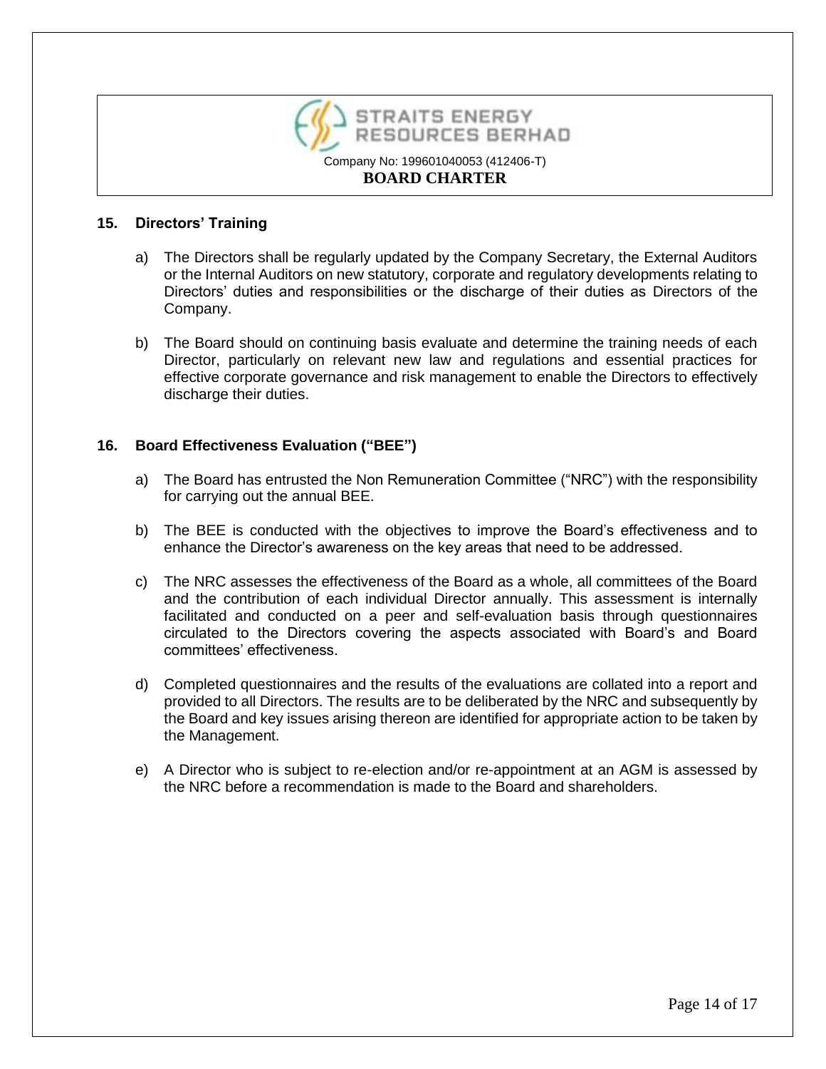## 15. Directors' Training

a) The Directors shall be regularly updated by the Company Secretary, the External Auditors or the Internal Auditors on new statutory, corporate and regulatory developments relating to Directors' duties and responsibilities or the discharge of their duties as Directors of the Company.

b) The Board should on continuing basis evaluate and determine the training needs of each Director, particularly on relevant new law and regulations and essential practices for effective corporate governance and risk management to enable the Directors to effectively discharge their duties.

## 16. Board Effectiveness Evaluation ("BEE")

a) The Board has entrusted the Non Remuneration Committee ("NRC") with the responsibility for carrying out the annual BEE.

b) The BEE is conducted with the objectives to improve the Board's effectiveness and to enhance the Director's awareness on the key areas that need to be addressed.

c) The NRC assesses the effectiveness of the Board as a whole, all committees of the Board and the contribution of each individual Director annually. This assessment is internally facilitated and conducted on a peer and self-evaluation basis through questionnaires circulated to the Directors covering the aspects associated with Board's and Board committees' effectiveness.

d) Completed questionnaires and the results of the evaluations are collated into a report and provided to all Directors. The results are to be deliberated by the NRC and subsequently by the Board and key issues arising thereon are identified for appropriate action to be taken by the Management.

e) A Director who is subject to re-election and/or re-appointment at an AGM is assessed by the NRC before a recommendation is made to the Board and shareholders.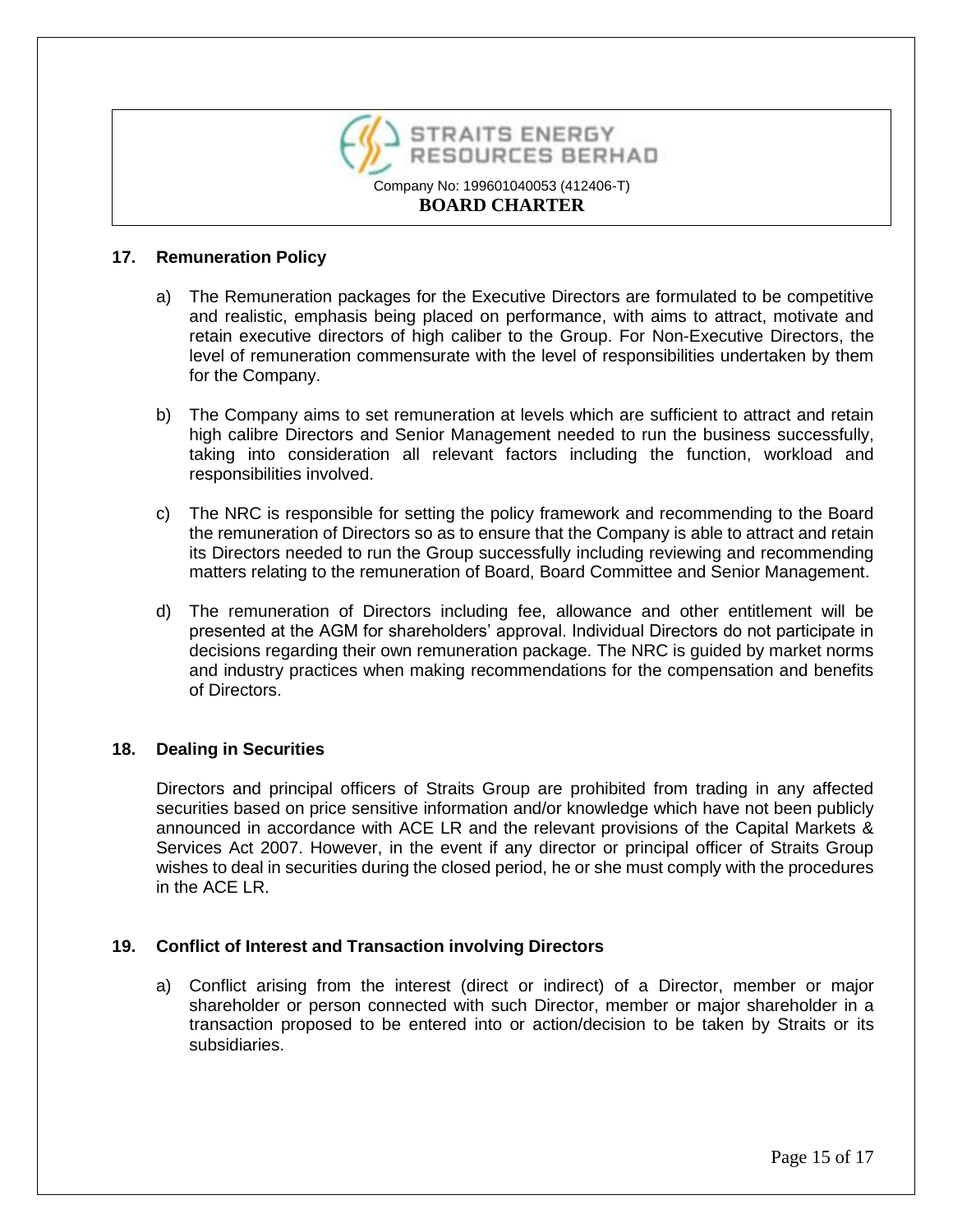## 17. Remuneration Policy

a) The Remuneration packages for the Executive Directors are formulated to be competitive and realistic, emphasis being placed on performance, with aims to attract, motivate and retain executive directors of high caliber to the Group. For Non-Executive Directors, the level of remuneration commensurate with the level of responsibilities undertaken by them for the Company.

b) The Company aims to set remuneration at levels which are sufficient to attract and retain high calibre Directors and Senior Management needed to run the business successfully, taking into consideration all relevant factors including the function, workload and responsibilities involved.

c) The NRC is responsible for setting the policy framework and recommending to the Board the remuneration of Directors so as to ensure that the Company is able to attract and retain its Directors needed to run the Group successfully including reviewing and recommending matters relating to the remuneration of Board, Board Committee and Senior Management.

d) The remuneration of Directors including fee, allowance and other entitlement will be presented at the AGM for shareholders' approval. Individual Directors do not participate in decisions regarding their own remuneration package. The NRC is guided by market norms and industry practices when making recommendations for the compensation and benefits of Directors.

## 18. Dealing in Securities

Directors and principal officers of Straits Group are prohibited from trading in any affected securities based on price sensitive information and/or knowledge which have not been publicly announced in accordance with ACE LR and the relevant provisions of the Capital Markets & Services Act 2007. However, in the event if any director or principal officer of Straits Group wishes to deal in securities during the closed period, he or she must comply with the procedures in the ACE LR.

## 19. Conflict of Interest and Transaction involving Directors

a) Conflict arising from the interest (direct or indirect) of a Director, member or major shareholder or person connected with such Director, member or major shareholder in a transaction proposed to be entered into or action/decision to be taken by Straits or its subsidiaries.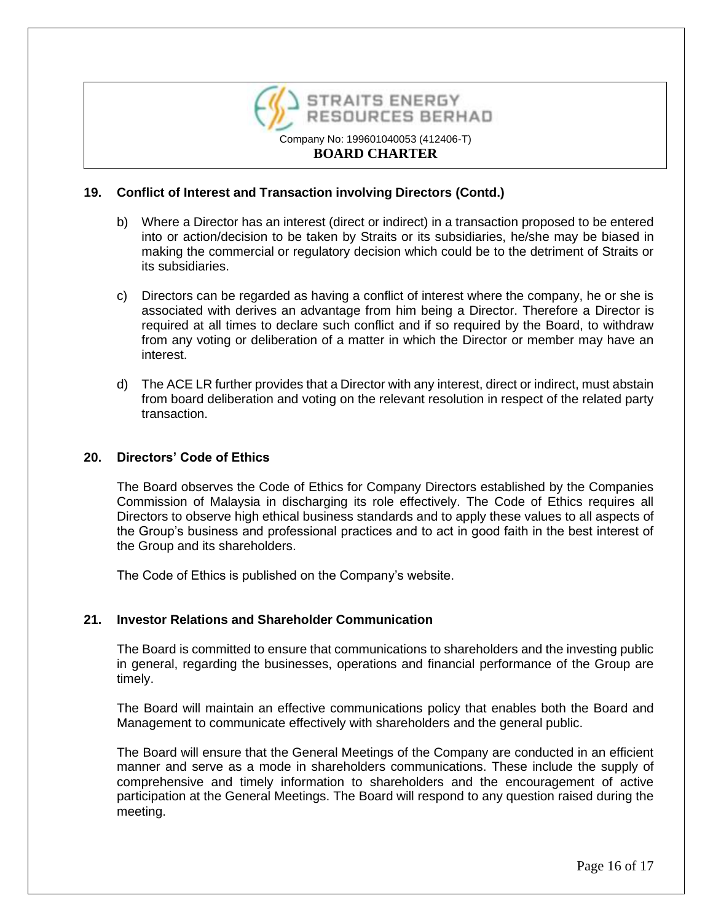## 19. Conflict of Interest and Transaction involving Directors (Contd.)

b) Where a Director has an interest (direct or indirect) in a transaction proposed to be entered into or action/decision to be taken by Straits or its subsidiaries, he/she may be biased in making the commercial or regulatory decision which could be to the detriment of Straits or its subsidiaries.

c) Directors can be regarded as having a conflict of interest where the company, he or she is associated with derives an advantage from him being a Director. Therefore a Director is required at all times to declare such conflict and if so required by the Board, to withdraw from any voting or deliberation of a matter in which the Director or member may have an interest.

d) The ACE LR further provides that a Director with any interest, direct or indirect, must abstain from board deliberation and voting on the relevant resolution in respect of the related party transaction.

## 20. Directors' Code of Ethics

The Board observes the Code of Ethics for Company Directors established by the Companies Commission of Malaysia in discharging its role effectively. The Code of Ethics requires all Directors to observe high ethical business standards and to apply these values to all aspects of the Group's business and professional practices and to act in good faith in the best interest of the Group and its shareholders.

The Code of Ethics is published on the Company's website.

## 21. Investor Relations and Shareholder Communication

The Board is committed to ensure that communications to shareholders and the investing public in general, regarding the businesses, operations and financial performance of the Group are timely.

The Board will maintain an effective communications policy that enables both the Board and Management to communicate effectively with shareholders and the general public.

The Board will ensure that the General Meetings of the Company are conducted in an efficient manner and serve as a mode in shareholders communications. These include the supply of comprehensive and timely information to shareholders and the encouragement of active participation at the General Meetings. The Board will respond to any question raised during the meeting.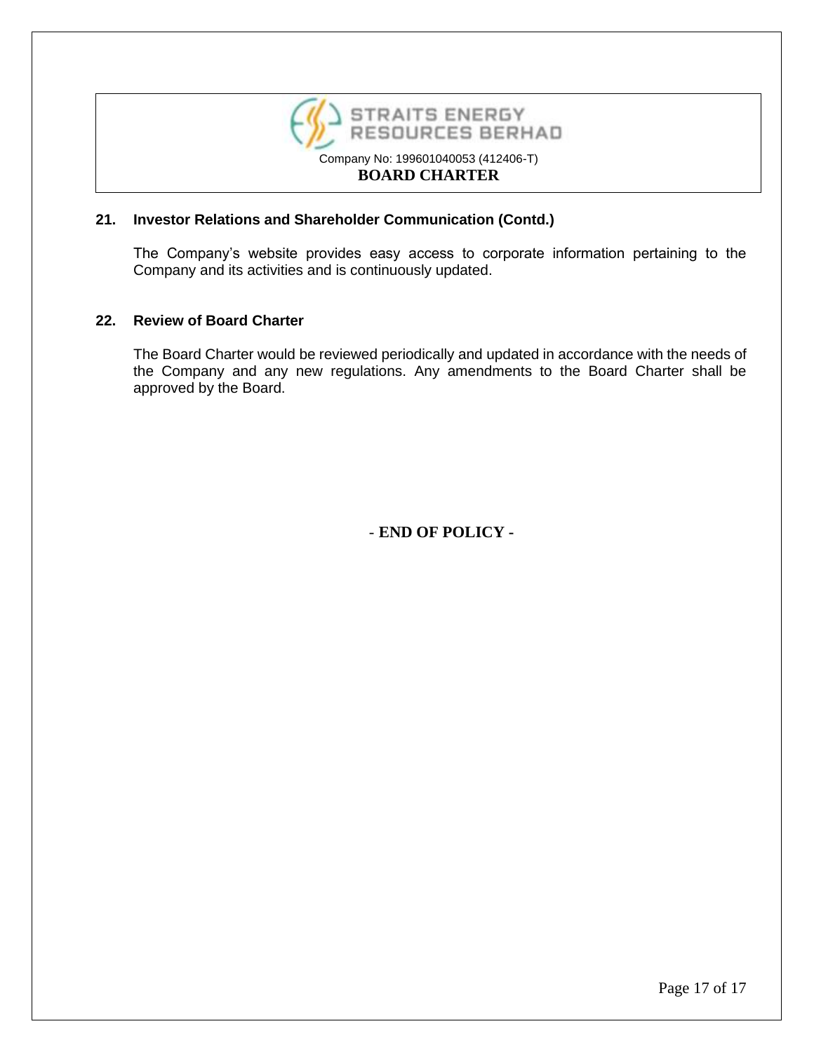## 21. Investor Relations and Shareholder Communication (Contd.)

The Company's website provides easy access to corporate information pertaining to the Company and its activities and is continuously updated.

## 22. Review of Board Charter

The Board Charter would be reviewed periodically and updated in accordance with the needs of the Company and any new regulations. Any amendments to the Board Charter shall be approved by the Board.

**- END OF POLICY -**